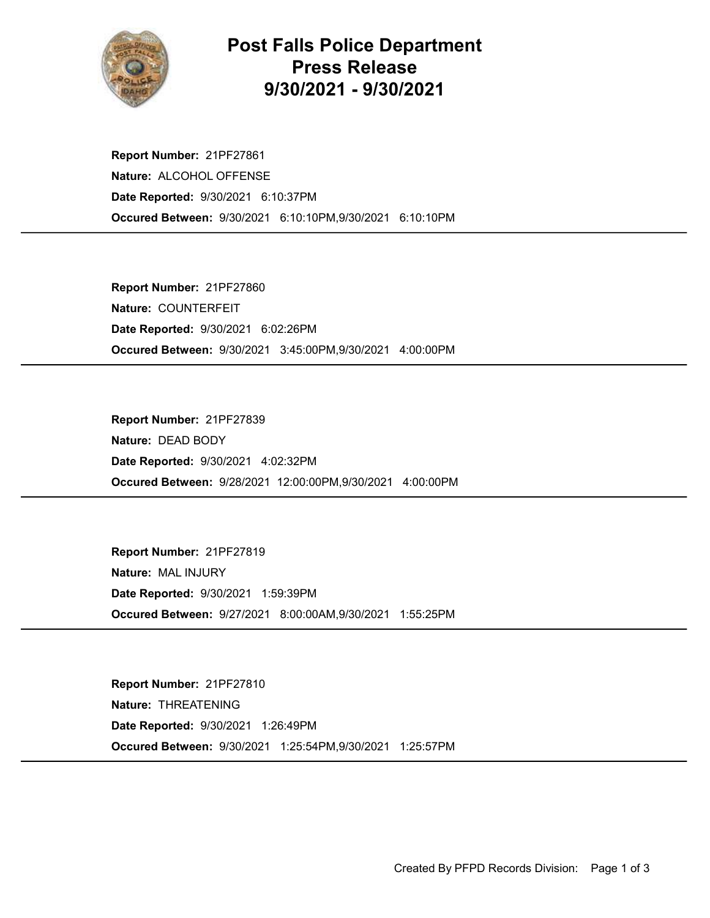# Post Falls Police Department Press Release 9/30/2021 - 9/30/2021

**Report Number:** 21PF27861
**Nature:** ALCOHOL OFFENSE
**Date Reported:** 9/30/2021 6:10:37PM
**Occured Between:** 9/30/2021 6:10:10PM,9/30/2021 6:10:10PM

---

**Report Number:** 21PF27860
**Nature:** COUNTERFEIT
**Date Reported:** 9/30/2021 6:02:26PM
**Occured Between:** 9/30/2021 3:45:00PM,9/30/2021 4:00:00PM

---

**Report Number:** 21PF27839
**Nature:** DEAD BODY
**Date Reported:** 9/30/2021 4:02:32PM
**Occured Between:** 9/28/2021 12:00:00PM,9/30/2021 4:00:00PM

---

**Report Number:** 21PF27819
**Nature:** MAL INJURY
**Date Reported:** 9/30/2021 1:59:39PM
**Occured Between:** 9/27/2021 8:00:00AM,9/30/2021 1:55:25PM

---

**Report Number:** 21PF27810
**Nature:** THREATENING
**Date Reported:** 9/30/2021 1:26:49PM
**Occured Between:** 9/30/2021 1:25:54PM,9/30/2021 1:25:57PM

---

Created By PFPD Records Division: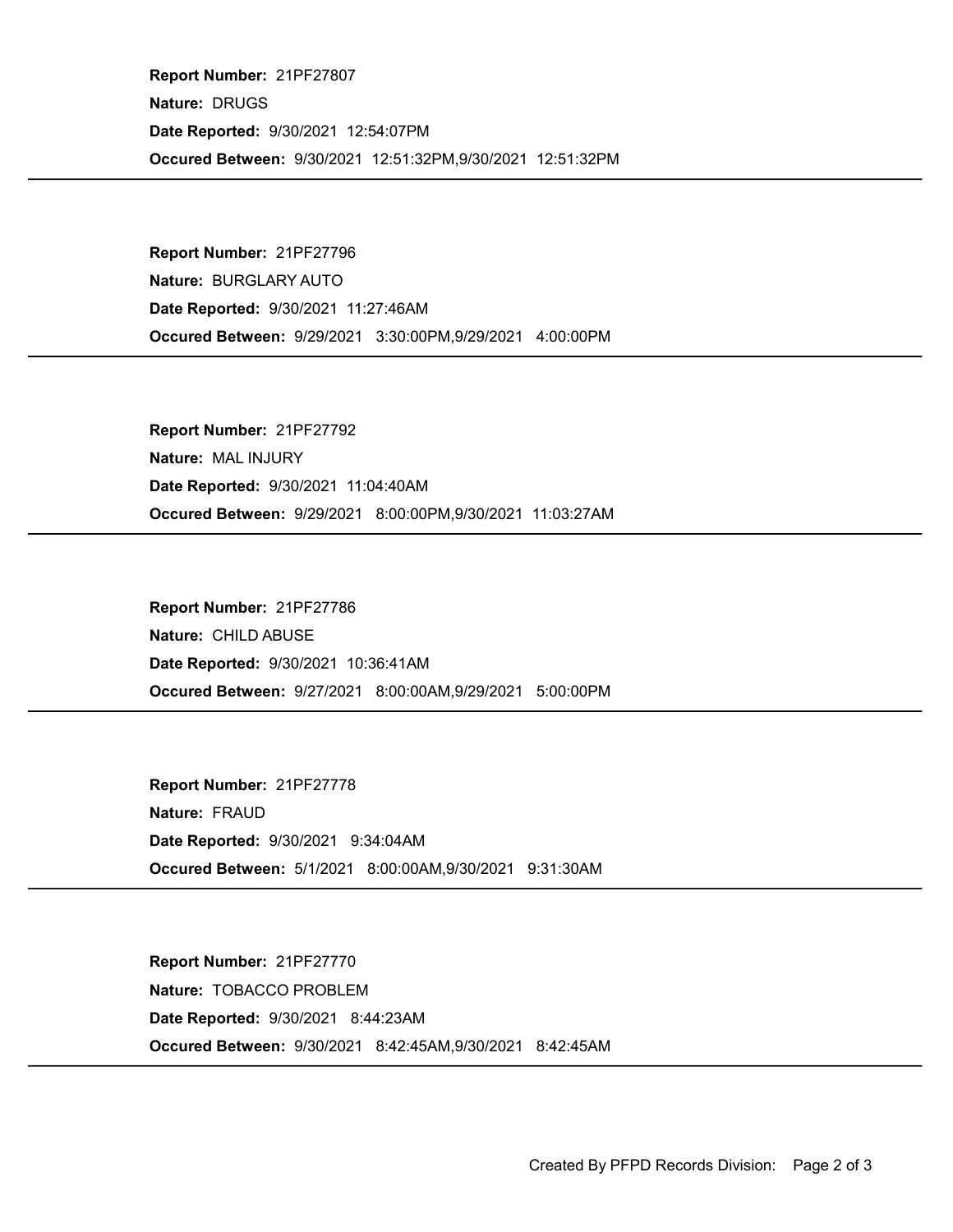**Report Number:** 21PF27807

**Nature:** DRUGS

**Date Reported:** 9/30/2021 12:54:07PM

**Occured Between:** 9/30/2021 12:51:32PM,9/30/2021 12:51:32PM

---

**Report Number:** 21PF27796

**Nature:** BURGLARY AUTO

**Date Reported:** 9/30/2021 11:27:46AM

**Occured Between:** 9/29/2021 3:30:00PM,9/29/2021 4:00:00PM

---

**Report Number:** 21PF27792

**Nature:** MAL INJURY

**Date Reported:** 9/30/2021 11:04:40AM

**Occured Between:** 9/29/2021 8:00:00PM,9/30/2021 11:03:27AM

---

**Report Number:** 21PF27786

**Nature:** CHILD ABUSE

**Date Reported:** 9/30/2021 10:36:41AM

**Occured Between:** 9/27/2021 8:00:00AM,9/29/2021 5:00:00PM

---

**Report Number:** 21PF27778

**Nature:** FRAUD

**Date Reported:** 9/30/2021 9:34:04AM

**Occured Between:** 5/1/2021 8:00:00AM,9/30/2021 9:31:30AM

---

**Report Number:** 21PF27770

**Nature:** TOBACCO PROBLEM

**Date Reported:** 9/30/2021 8:44:23AM

**Occured Between:** 9/30/2021 8:42:45AM,9/30/2021 8:42:45AM

---

Created By PFPD Records Division: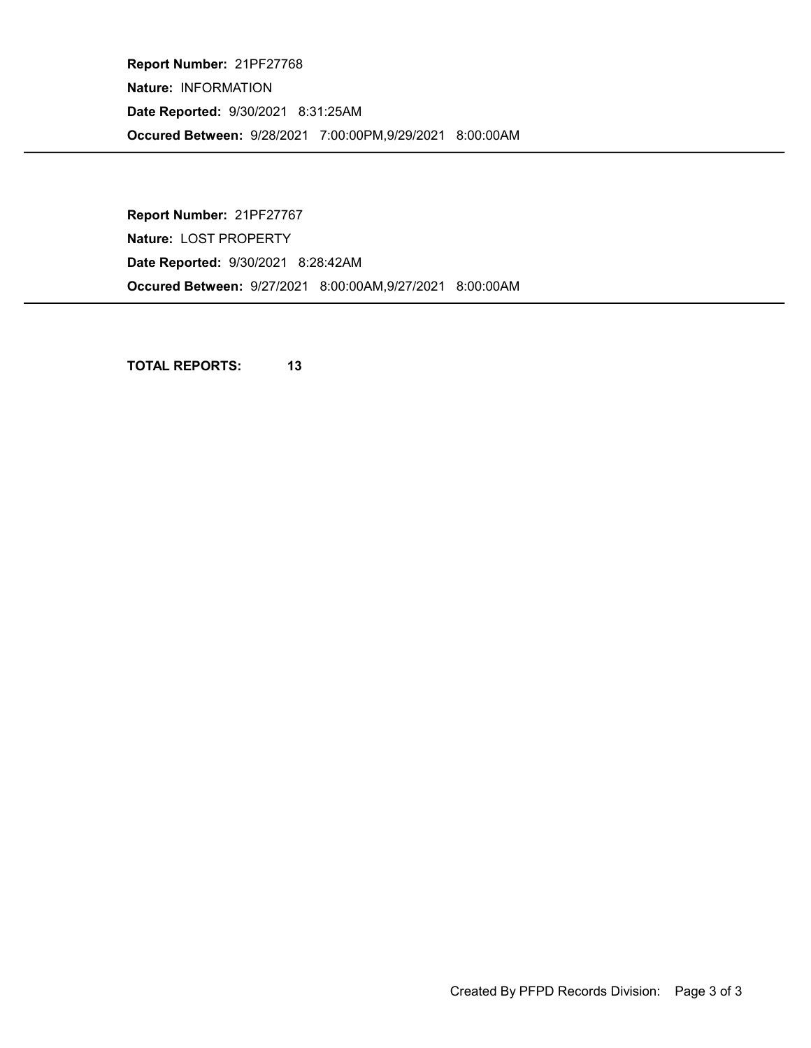**Report Number:** 21PF27768

**Nature:** INFORMATION

**Date Reported:** 9/30/2021 8:31:25AM

**Occured Between:** 9/28/2021 7:00:00PM,9/29/2021 8:00:00AM

---

**Report Number:** 21PF27767

**Nature:** LOST PROPERTY

**Date Reported:** 9/30/2021 8:28:42AM

**Occured Between:** 9/27/2021 8:00:00AM,9/27/2021 8:00:00AM

---

**TOTAL REPORTS: 13**

Created By PFPD Records Division: